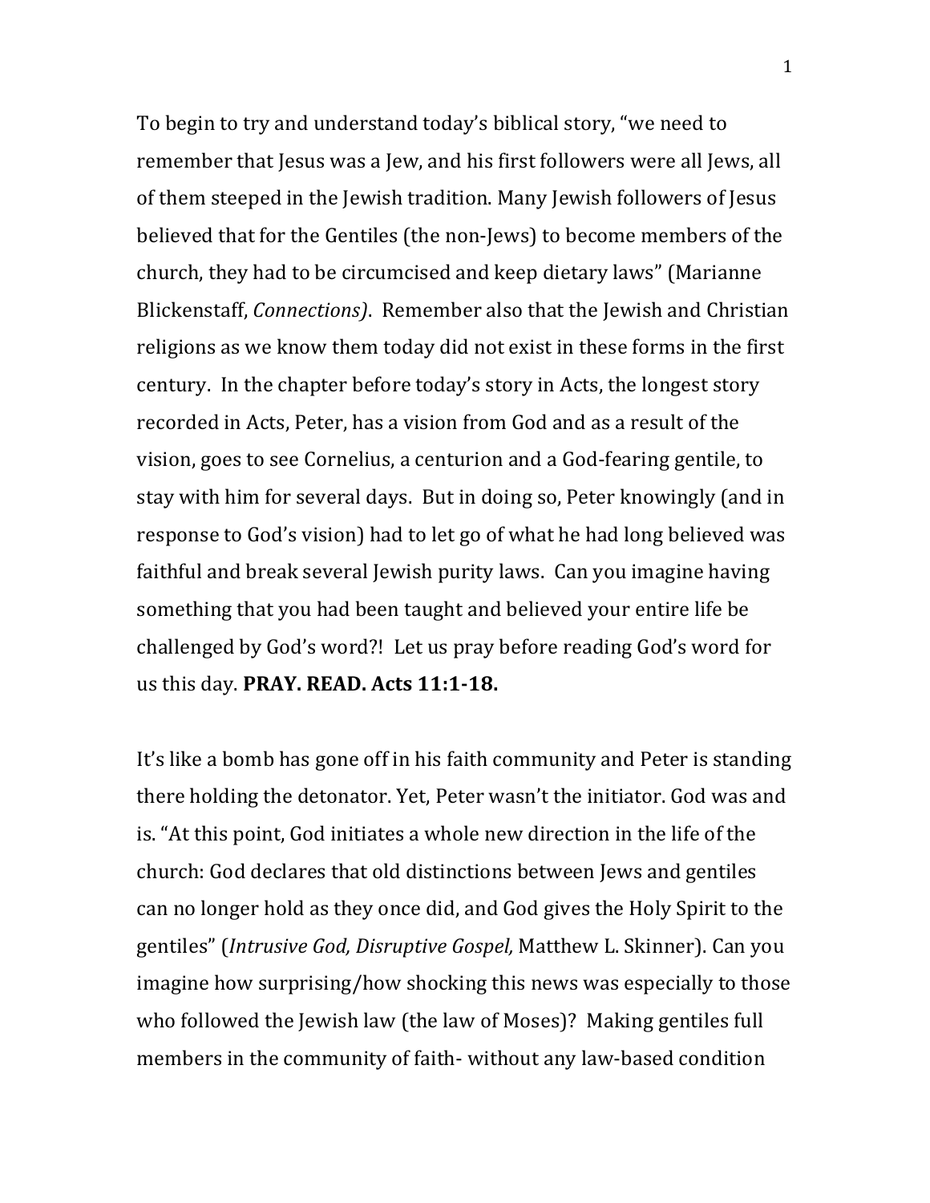To begin to try and understand today's biblical story, "we need to remember that Jesus was a Jew, and his first followers were all Jews, all of them steeped in the Jewish tradition. Many Jewish followers of Jesus believed that for the Gentiles (the non-Jews) to become members of the church, they had to be circumcised and keep dietary laws" (Marianne Blickenstaff, *Connections)*. Remember also that the Jewish and Christian religions as we know them today did not exist in these forms in the first century. In the chapter before today's story in Acts, the longest story recorded in Acts, Peter, has a vision from God and as a result of the vision, goes to see Cornelius, a centurion and a God-fearing gentile, to stay with him for several days. But in doing so, Peter knowingly (and in response to God's vision) had to let go of what he had long believed was faithful and break several Jewish purity laws. Can you imagine having something that you had been taught and believed your entire life be challenged by God's word?! Let us pray before reading God's word for us this day. **PRAY. READ. Acts 11:1-18.**

It's like a bomb has gone off in his faith community and Peter is standing there holding the detonator. Yet, Peter wasn't the initiator. God was and is. "At this point, God initiates a whole new direction in the life of the church: God declares that old distinctions between Jews and gentiles can no longer hold as they once did, and God gives the Holy Spirit to the gentiles" (*Intrusive God, Disruptive Gospel,* Matthew L. Skinner). Can you imagine how surprising/how shocking this news was especially to those who followed the Jewish law (the law of Moses)? Making gentiles full members in the community of faith- without any law-based condition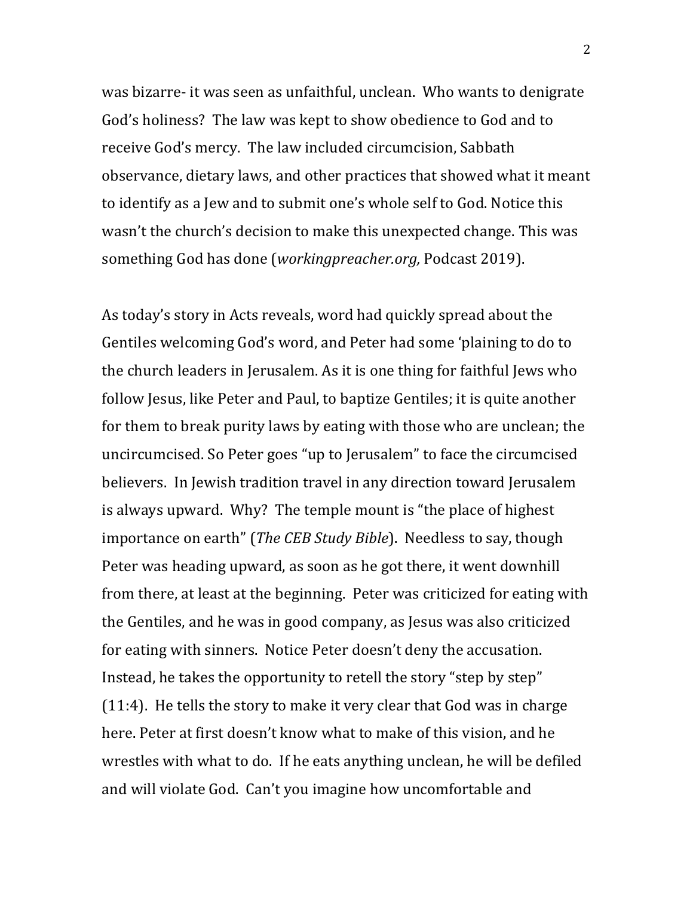was bizarre- it was seen as unfaithful, unclean. Who wants to denigrate God's holiness? The law was kept to show obedience to God and to receive God's mercy. The law included circumcision, Sabbath observance, dietary laws, and other practices that showed what it meant to identify as a Jew and to submit one's whole self to God. Notice this wasn't the church's decision to make this unexpected change. This was something God has done (*workingpreacher.org,* Podcast 2019).

As today's story in Acts reveals, word had quickly spread about the Gentiles welcoming God's word, and Peter had some 'plaining to do to the church leaders in Jerusalem. As it is one thing for faithful Jews who follow Jesus, like Peter and Paul, to baptize Gentiles; it is quite another for them to break purity laws by eating with those who are unclean; the uncircumcised. So Peter goes "up to Jerusalem" to face the circumcised believers. In Jewish tradition travel in any direction toward Jerusalem is always upward. Why? The temple mount is "the place of highest importance on earth" (*The CEB Study Bible*). Needless to say, though Peter was heading upward, as soon as he got there, it went downhill from there, at least at the beginning. Peter was criticized for eating with the Gentiles, and he was in good company, as Jesus was also criticized for eating with sinners. Notice Peter doesn't deny the accusation. Instead, he takes the opportunity to retell the story "step by step" (11:4). He tells the story to make it very clear that God was in charge here. Peter at first doesn't know what to make of this vision, and he wrestles with what to do. If he eats anything unclean, he will be defiled and will violate God. Can't you imagine how uncomfortable and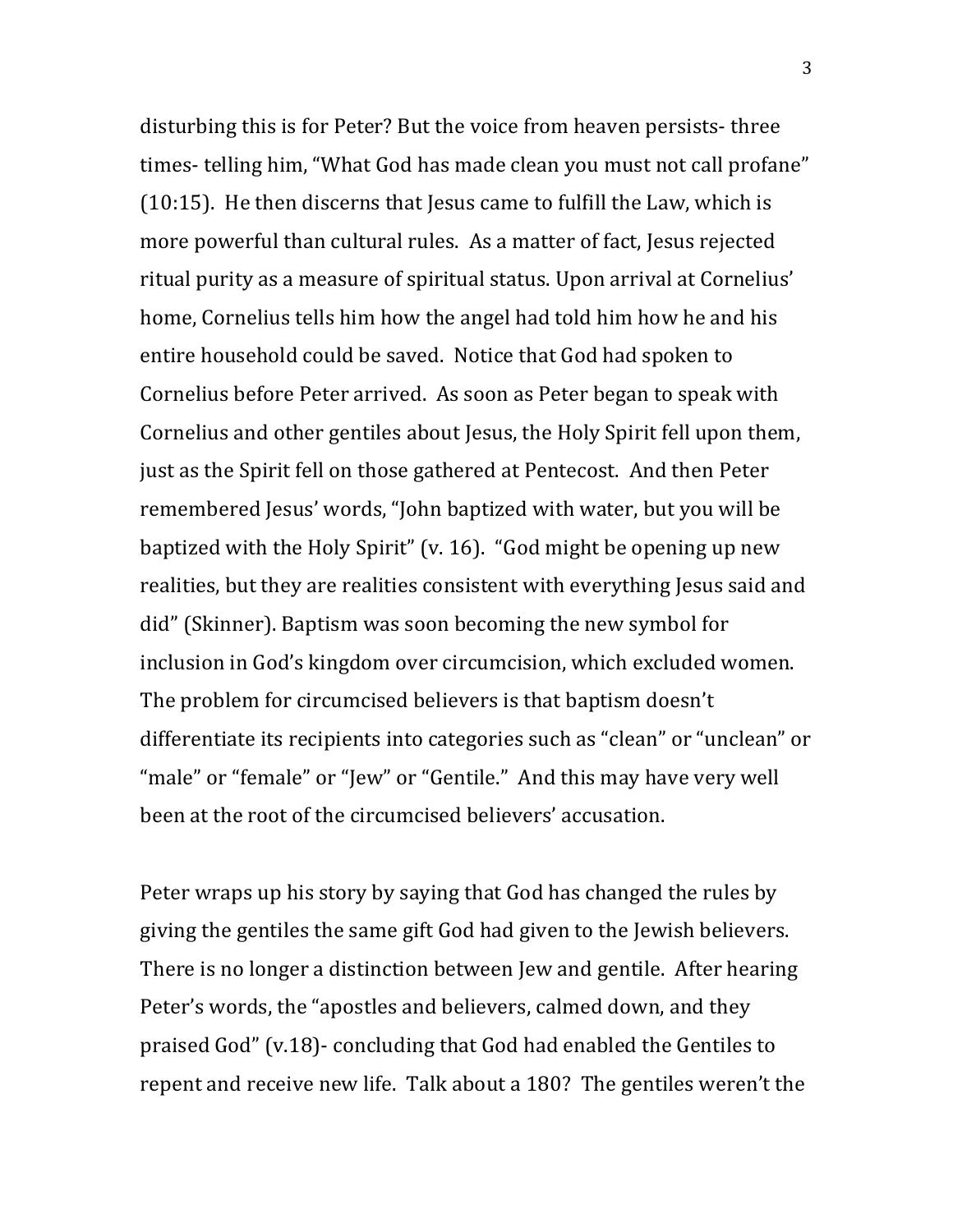disturbing this is for Peter? But the voice from heaven persists- three times- telling him, "What God has made clean you must not call profane" (10:15). He then discerns that Jesus came to fulfill the Law, which is more powerful than cultural rules. As a matter of fact, Jesus rejected ritual purity as a measure of spiritual status. Upon arrival at Cornelius' home, Cornelius tells him how the angel had told him how he and his entire household could be saved. Notice that God had spoken to Cornelius before Peter arrived. As soon as Peter began to speak with Cornelius and other gentiles about Jesus, the Holy Spirit fell upon them, just as the Spirit fell on those gathered at Pentecost. And then Peter remembered Jesus' words, "John baptized with water, but you will be baptized with the Holy Spirit" (v. 16). "God might be opening up new realities, but they are realities consistent with everything Jesus said and did" (Skinner). Baptism was soon becoming the new symbol for inclusion in God's kingdom over circumcision, which excluded women. The problem for circumcised believers is that baptism doesn't differentiate its recipients into categories such as "clean" or "unclean" or "male" or "female" or "Jew" or "Gentile." And this may have very well been at the root of the circumcised believers' accusation.

Peter wraps up his story by saying that God has changed the rules by giving the gentiles the same gift God had given to the Jewish believers. There is no longer a distinction between Jew and gentile. After hearing Peter's words, the "apostles and believers, calmed down, and they praised God" (v.18)- concluding that God had enabled the Gentiles to repent and receive new life. Talk about a 180? The gentiles weren't the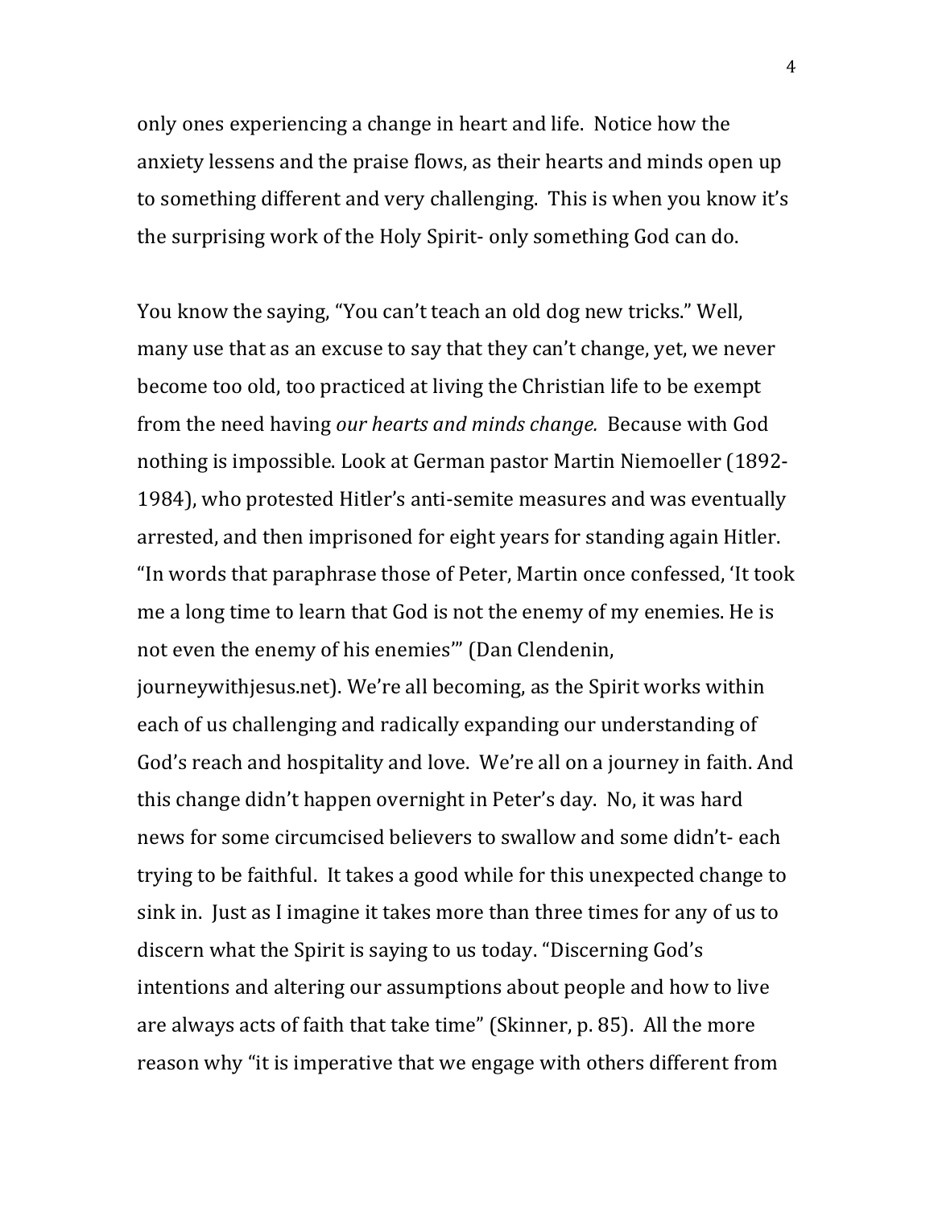only ones experiencing a change in heart and life. Notice how the anxiety lessens and the praise flows, as their hearts and minds open up to something different and very challenging. This is when you know it's the surprising work of the Holy Spirit- only something God can do.

You know the saying, "You can't teach an old dog new tricks." Well, many use that as an excuse to say that they can't change, yet, we never become too old, too practiced at living the Christian life to be exempt from the need having *our hearts and minds change.* Because with God nothing is impossible. Look at German pastor Martin Niemoeller (1892-1984), who protested Hitler's anti-semite measures and was eventually arrested, and then imprisoned for eight years for standing again Hitler. "In words that paraphrase those of Peter, Martin once confessed, 'It took me a long time to learn that God is not the enemy of my enemies. He is not even the enemy of his enemies'" (Dan Clendenin, journeywithjesus.net). We're all becoming, as the Spirit works within each of us challenging and radically expanding our understanding of God's reach and hospitality and love. We're all on a journey in faith. And this change didn't happen overnight in Peter's day. No, it was hard news for some circumcised believers to swallow and some didn't- each trying to be faithful. It takes a good while for this unexpected change to sink in. Just as I imagine it takes more than three times for any of us to discern what the Spirit is saying to us today. "Discerning God's intentions and altering our assumptions about people and how to live are always acts of faith that take time" (Skinner, p. 85). All the more reason why "it is imperative that we engage with others different from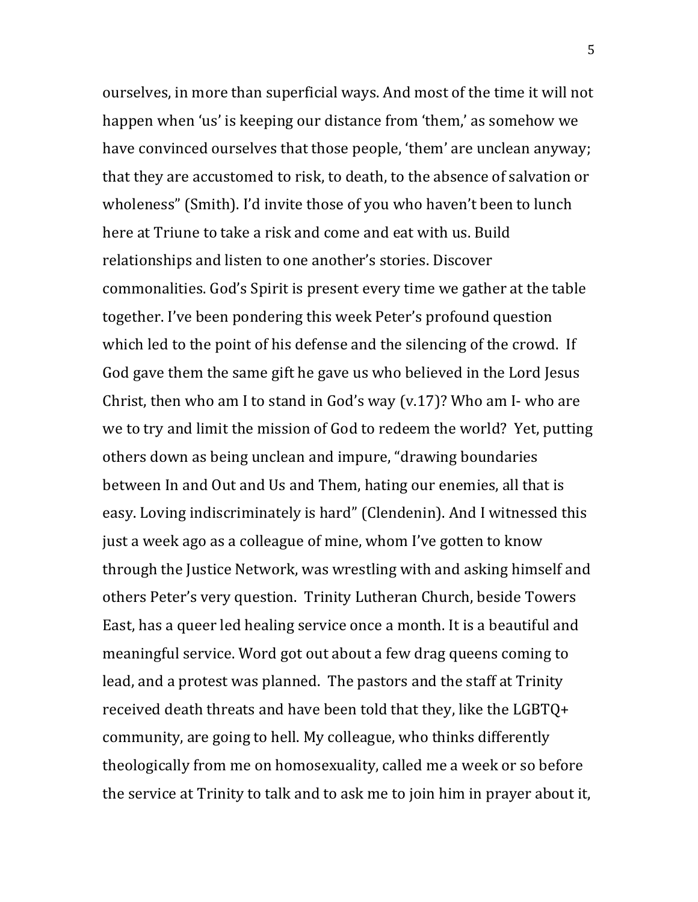ourselves, in more than superficial ways. And most of the time it will not happen when 'us' is keeping our distance from 'them,' as somehow we have convinced ourselves that those people, 'them' are unclean anyway; that they are accustomed to risk, to death, to the absence of salvation or wholeness" (Smith). I'd invite those of you who haven't been to lunch here at Triune to take a risk and come and eat with us. Build relationships and listen to one another's stories. Discover commonalities. God's Spirit is present every time we gather at the table together. I've been pondering this week Peter's profound question which led to the point of his defense and the silencing of the crowd. If God gave them the same gift he gave us who believed in the Lord Jesus Christ, then who am I to stand in God's way (v.17)? Who am I- who are we to try and limit the mission of God to redeem the world? Yet, putting others down as being unclean and impure, "drawing boundaries between In and Out and Us and Them, hating our enemies, all that is easy. Loving indiscriminately is hard" (Clendenin). And I witnessed this just a week ago as a colleague of mine, whom I've gotten to know through the Justice Network, was wrestling with and asking himself and others Peter's very question. Trinity Lutheran Church, beside Towers East, has a queer led healing service once a month. It is a beautiful and meaningful service. Word got out about a few drag queens coming to lead, and a protest was planned. The pastors and the staff at Trinity received death threats and have been told that they, like the LGBTQ+ community, are going to hell. My colleague, who thinks differently theologically from me on homosexuality, called me a week or so before the service at Trinity to talk and to ask me to join him in prayer about it,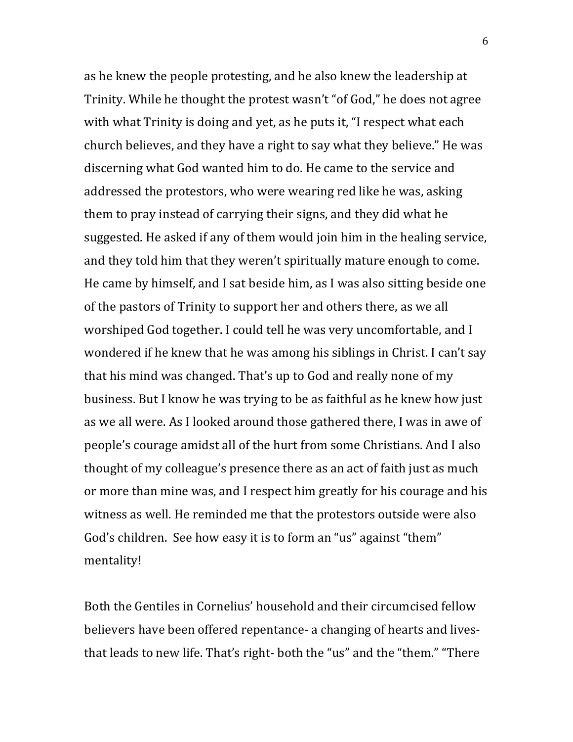as he knew the people protesting, and he also knew the leadership at Trinity. While he thought the protest wasn't "of God," he does not agree with what Trinity is doing and yet, as he puts it, "I respect what each church believes, and they have a right to say what they believe." He was discerning what God wanted him to do. He came to the service and addressed the protestors, who were wearing red like he was, asking them to pray instead of carrying their signs, and they did what he suggested. He asked if any of them would join him in the healing service, and they told him that they weren't spiritually mature enough to come. He came by himself, and I sat beside him, as I was also sitting beside one of the pastors of Trinity to support her and others there, as we all worshiped God together. I could tell he was very uncomfortable, and I wondered if he knew that he was among his siblings in Christ. I can't say that his mind was changed. That's up to God and really none of my business. But I know he was trying to be as faithful as he knew how just as we all were. As I looked around those gathered there, I was in awe of people's courage amidst all of the hurt from some Christians. And I also thought of my colleague's presence there as an act of faith just as much or more than mine was, and I respect him greatly for his courage and his witness as well. He reminded me that the protestors outside were also God's children. See how easy it is to form an "us" against "them" mentality!

Both the Gentiles in Cornelius' household and their circumcised fellow believers have been offered repentance- a changing of hearts and lives- that leads to new life. That's right- both the "us" and the "them." "There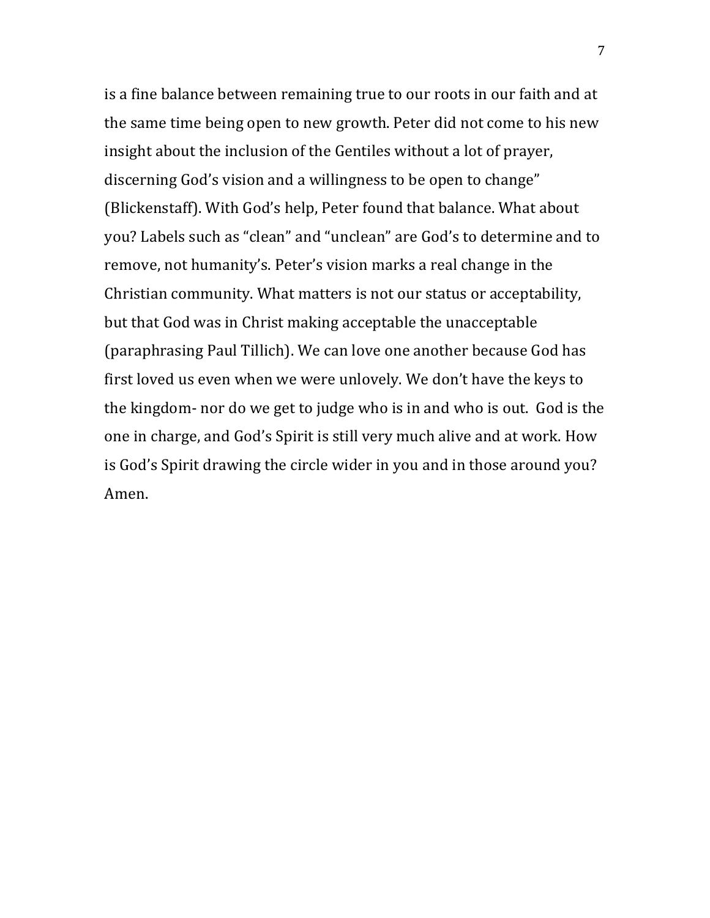is a fine balance between remaining true to our roots in our faith and at the same time being open to new growth. Peter did not come to his new insight about the inclusion of the Gentiles without a lot of prayer, discerning God's vision and a willingness to be open to change" (Blickenstaff). With God's help, Peter found that balance. What about you? Labels such as "clean" and "unclean" are God's to determine and to remove, not humanity's. Peter's vision marks a real change in the Christian community. What matters is not our status or acceptability, but that God was in Christ making acceptable the unacceptable (paraphrasing Paul Tillich). We can love one another because God has first loved us even when we were unlovely. We don't have the keys to the kingdom- nor do we get to judge who is in and who is out. God is the one in charge, and God's Spirit is still very much alive and at work. How is God's Spirit drawing the circle wider in you and in those around you? Amen.